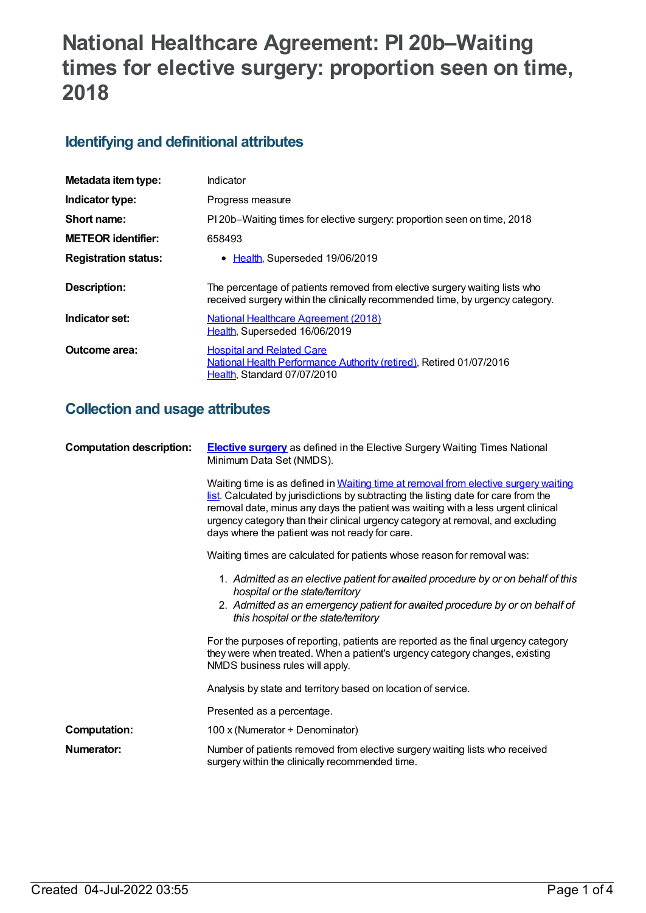# National Healthcare Agreement: PI 20b–Waiting times for elective surgery: proportion seen on time, 2018

## Identifying and definitional attributes

| | |
|---|---|
| **Metadata item type:** | Indicator |
| **Indicator type:** | Progress measure |
| **Short name:** | PI 20b–Waiting times for elective surgery: proportion seen on time, 2018 |
| **METEOR identifier:** | 658493 |
| **Registration status:** | • Health, Superseded 19/06/2019 |
| **Description:** | The percentage of patients removed from elective surgery waiting lists who received surgery within the clinically recommended time, by urgency category. |
| **Indicator set:** | National Healthcare Agreement (2018)<br>Health, Superseded 16/06/2019 |
| **Outcome area:** | Hospital and Related Care<br>National Health Performance Authority (retired), Retired 01/07/2016<br>Health, Standard 07/07/2010 |

## Collection and usage attributes

**Computation description:**

**Elective surgery** as defined in the Elective Surgery Waiting Times National Minimum Data Set (NMDS).

Waiting time is as defined in Waiting time at removal from elective surgery waiting list. Calculated by jurisdictions by subtracting the listing date for care from the removal date, minus any days the patient was waiting with a less urgent clinical urgency category than their clinical urgency category at removal, and excluding days where the patient was not ready for care.

Waiting times are calculated for patients whose reason for removal was:

1. *Admitted as an elective patient for awaited procedure by or on behalf of this hospital or the state/territory*
2. *Admitted as an emergency patient for awaited procedure by or on behalf of this hospital or the state/territory*

For the purposes of reporting, patients are reported as the final urgency category they were when treated. When a patient's urgency category changes, existing NMDS business rules will apply.

Analysis by state and territory based on location of service.

Presented as a percentage.

**Computation:** 100 x (Numerator ÷ Denominator)

**Numerator:** Number of patients removed from elective surgery waiting lists who received surgery within the clinically recommended time.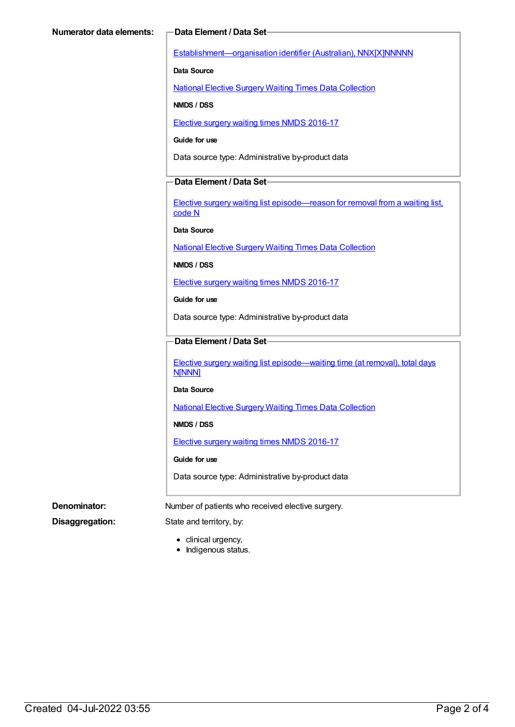**Numerator data elements:**

**Data Element / Data Set**

Establishment—organisation identifier (Australian), NNX[X]NNNNN

**Data Source**

National Elective Surgery Waiting Times Data Collection

**NMDS / DSS**

Elective surgery waiting times NMDS 2016-17

**Guide for use**

Data source type: Administrative by-product data

**Data Element / Data Set**

Elective surgery waiting list episode—reason for removal from a waiting list, code N

**Data Source**

National Elective Surgery Waiting Times Data Collection

**NMDS / DSS**

Elective surgery waiting times NMDS 2016-17

**Guide for use**

Data source type: Administrative by-product data

**Data Element / Data Set**

Elective surgery waiting list episode—waiting time (at removal), total days N[NNN]

**Data Source**

National Elective Surgery Waiting Times Data Collection

**NMDS / DSS**

Elective surgery waiting times NMDS 2016-17

**Guide for use**

Data source type: Administrative by-product data

**Denominator:** Number of patients who received elective surgery.

**Disaggregation:** State and territory, by:

- clinical urgency,
- Indigenous status.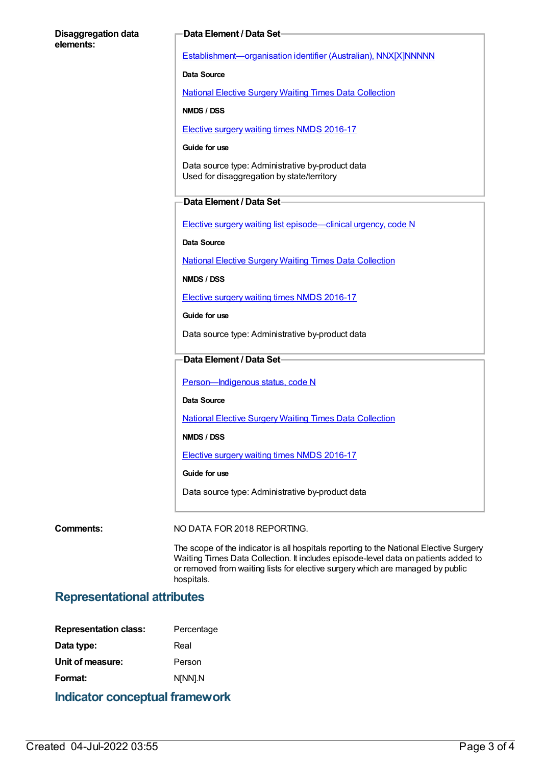**Disaggregation data elements:**

**Data Element / Data Set**

Establishment—organisation identifier (Australian), NNX[X]NNNNN

**Data Source**

National Elective Surgery Waiting Times Data Collection

**NMDS / DSS**

Elective surgery waiting times NMDS 2016-17

**Guide for use**

Data source type: Administrative by-product data
Used for disaggregation by state/territory

**Data Element / Data Set**

Elective surgery waiting list episode—clinical urgency, code N

**Data Source**

National Elective Surgery Waiting Times Data Collection

**NMDS / DSS**

Elective surgery waiting times NMDS 2016-17

**Guide for use**

Data source type: Administrative by-product data

**Data Element / Data Set**

Person—Indigenous status, code N

**Data Source**

National Elective Surgery Waiting Times Data Collection

**NMDS / DSS**

Elective surgery waiting times NMDS 2016-17

**Guide for use**

Data source type: Administrative by-product data

**Comments:**

NO DATA FOR 2018 REPORTING.

The scope of the indicator is all hospitals reporting to the National Elective Surgery Waiting Times Data Collection. It includes episode-level data on patients added to or removed from waiting lists for elective surgery which are managed by public hospitals.

## Representational attributes

**Representation class:** Percentage

**Data type:** Real

**Unit of measure:** Person

**Format:** N[NN].N

## Indicator conceptual framework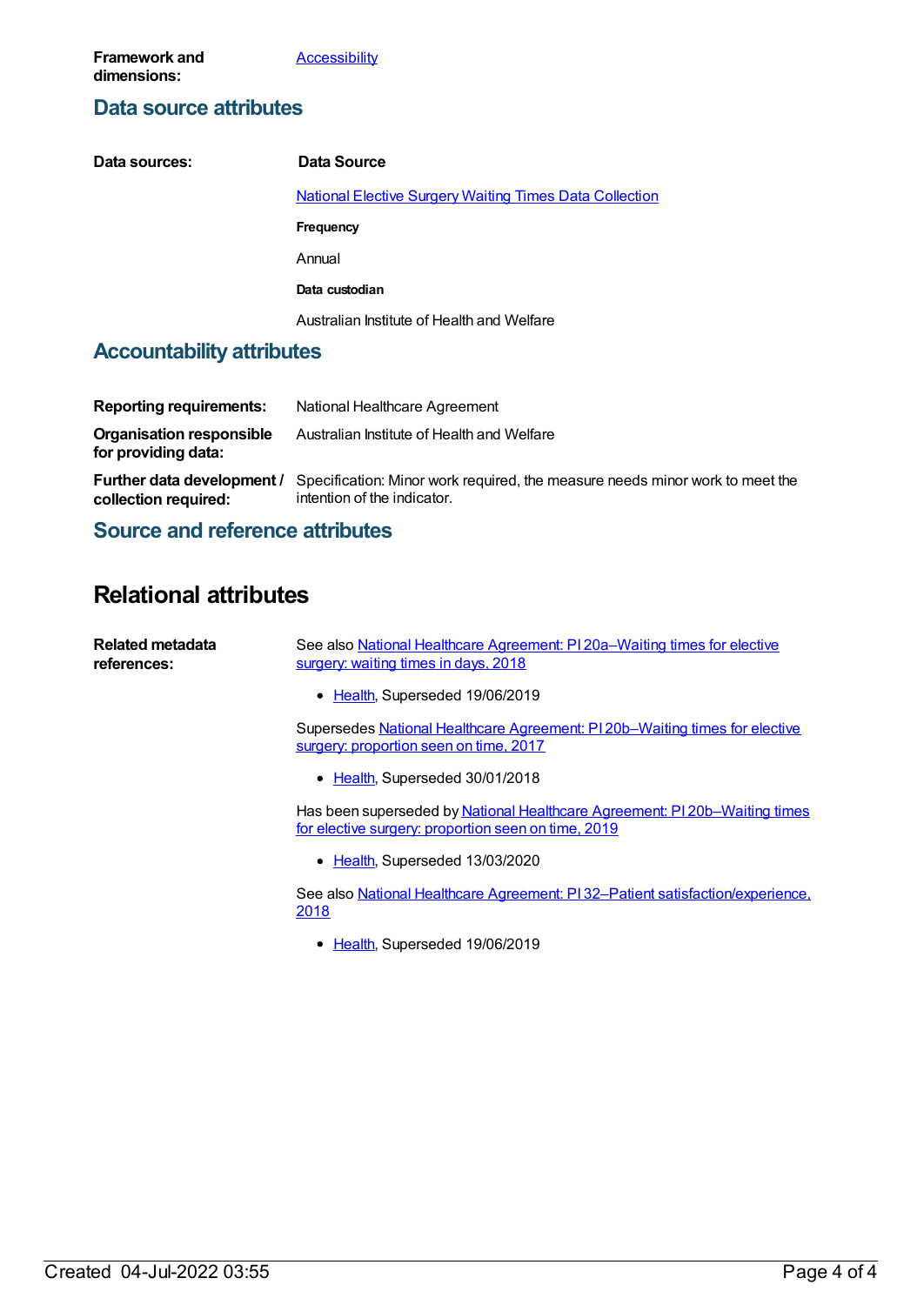**Framework and dimensions:** [Accessibility]

## Data source attributes

**Data sources:**

**Data Source**

National Elective Surgery Waiting Times Data Collection

**Frequency**

Annual

**Data custodian**

Australian Institute of Health and Welfare

## Accountability attributes

**Reporting requirements:** National Healthcare Agreement

**Organisation responsible for providing data:** Australian Institute of Health and Welfare

**Further data development / collection required:** Specification: Minor work required, the measure needs minor work to meet the intention of the indicator.

## Source and reference attributes

# Relational attributes

**Related metadata references:**

See also National Healthcare Agreement: PI 20a–Waiting times for elective surgery: waiting times in days, 2018

- Health, Superseded 19/06/2019

Supersedes National Healthcare Agreement: PI 20b–Waiting times for elective surgery: proportion seen on time, 2017

- Health, Superseded 30/01/2018

Has been superseded by National Healthcare Agreement: PI 20b–Waiting times for elective surgery: proportion seen on time, 2019

- Health, Superseded 13/03/2020

See also National Healthcare Agreement: PI 32–Patient satisfaction/experience, 2018

- Health, Superseded 19/06/2019